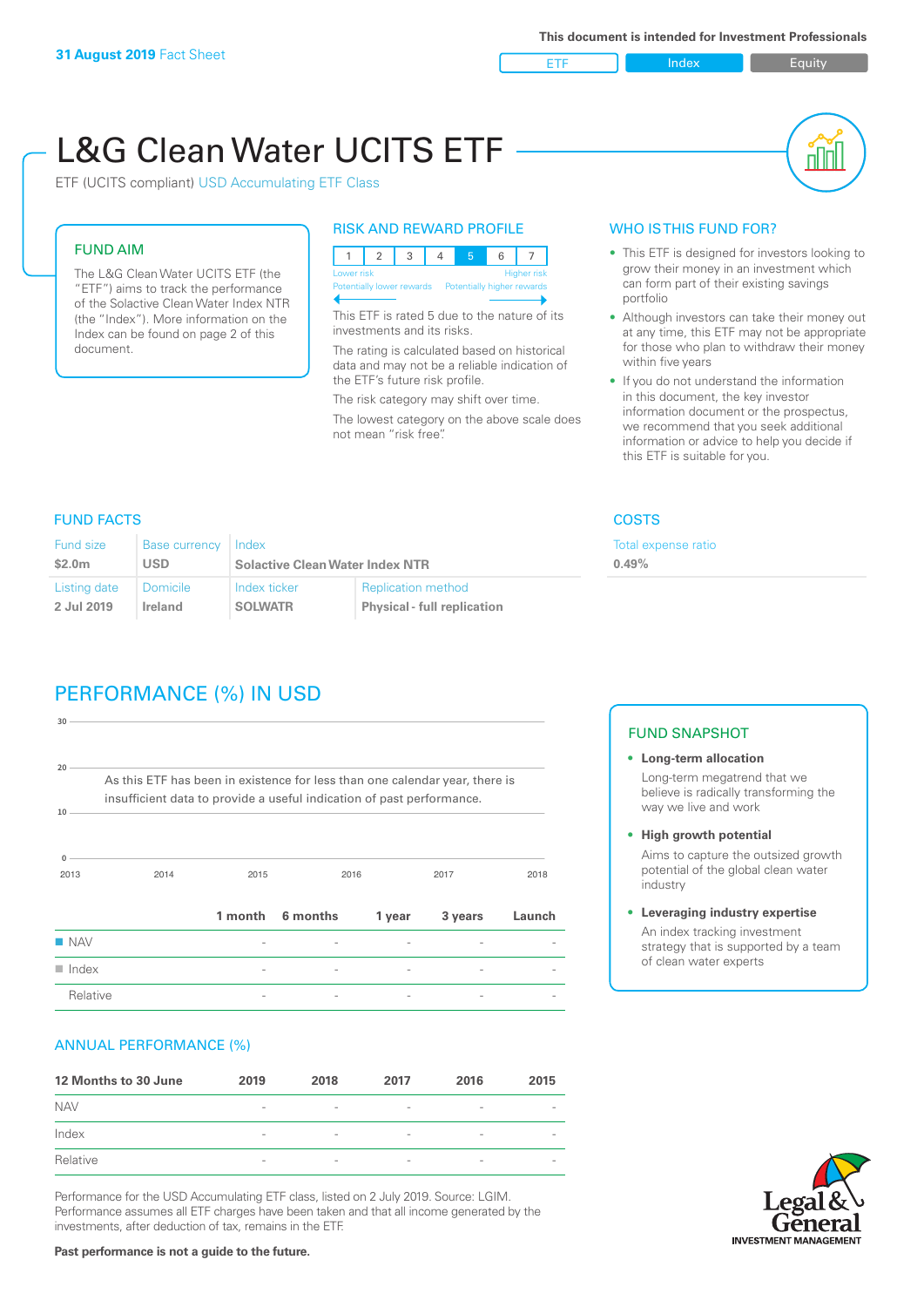**31 August 2019** Fact Sheet

**This document is intended for Investment Professionals**

ETF | Index | Equity

# L&G Clean Water UCITS ETF

ETF (UCITS compliant) USD Accumulating ETF Class

## FUND AIM

The L&G Clean Water UCITS ETF (the "ETF") aims to track the performance of the Solactive Clean Water Index NTR (the "Index"). More information on the Index can be found on page 2 of this document.

## RISK AND REWARD PROFILE

| 1 | 2 | 3 | 4 | 5 | 6 | 7 |
|---|---|---|---|---|---|---|

Lower risk — Higher risk
Potentially lower rewards — Potentially higher rewards

This ETF is rated 5 due to the nature of its investments and its risks.

The rating is calculated based on historical data and may not be a reliable indication of the ETF's future risk profile.

The risk category may shift over time.

The lowest category on the above scale does not mean "risk free".

## WHO IS THIS FUND FOR?

- This ETF is designed for investors looking to grow their money in an investment which can form part of their existing savings portfolio
- Although investors can take their money out at any time, this ETF may not be appropriate for those who plan to withdraw their money within five years
- If you do not understand the information in this document, the key investor information document or the prospectus, we recommend that you seek additional information or advice to help you decide if this ETF is suitable for you.

## FUND FACTS

| Fund size | Base currency | Index | |
|---|---|---|---|
| $2.0m | USD | Solactive Clean Water Index NTR | |
| **Listing date** | **Domicile** | **Index ticker** | **Replication method** |
| 2 Jul 2019 | Ireland | SOLWATR | Physical - full replication |

## COSTS

Total expense ratio
**0.49%**

## PERFORMANCE (%) IN USD

As this ETF has been in existence for less than one calendar year, there is insufficient data to provide a useful indication of past performance.

| | 1 month | 6 months | 1 year | 3 years | Launch |
|---|---|---|---|---|---|
| NAV | - | - | - | - | - |
| Index | - | - | - | - | - |
| Relative | - | - | - | - | - |

## FUND SNAPSHOT

- **Long-term allocation**
  Long-term megatrend that we believe is radically transforming the way we live and work
- **High growth potential**
  Aims to capture the outsized growth potential of the global clean water industry
- **Leveraging industry expertise**
  An index tracking investment strategy that is supported by a team of clean water experts

## ANNUAL PERFORMANCE (%)

| 12 Months to 30 June | 2019 | 2018 | 2017 | 2016 | 2015 |
|---|---|---|---|---|---|
| NAV | - | - | - | - | - |
| Index | - | - | - | - | - |
| Relative | - | - | - | - | - |

Performance for the USD Accumulating ETF class, listed on 2 July 2019. Source: LGIM. Performance assumes all ETF charges have been taken and that all income generated by the investments, after deduction of tax, remains in the ETF.

**Past performance is not a guide to the future.**

Legal & General INVESTMENT MANAGEMENT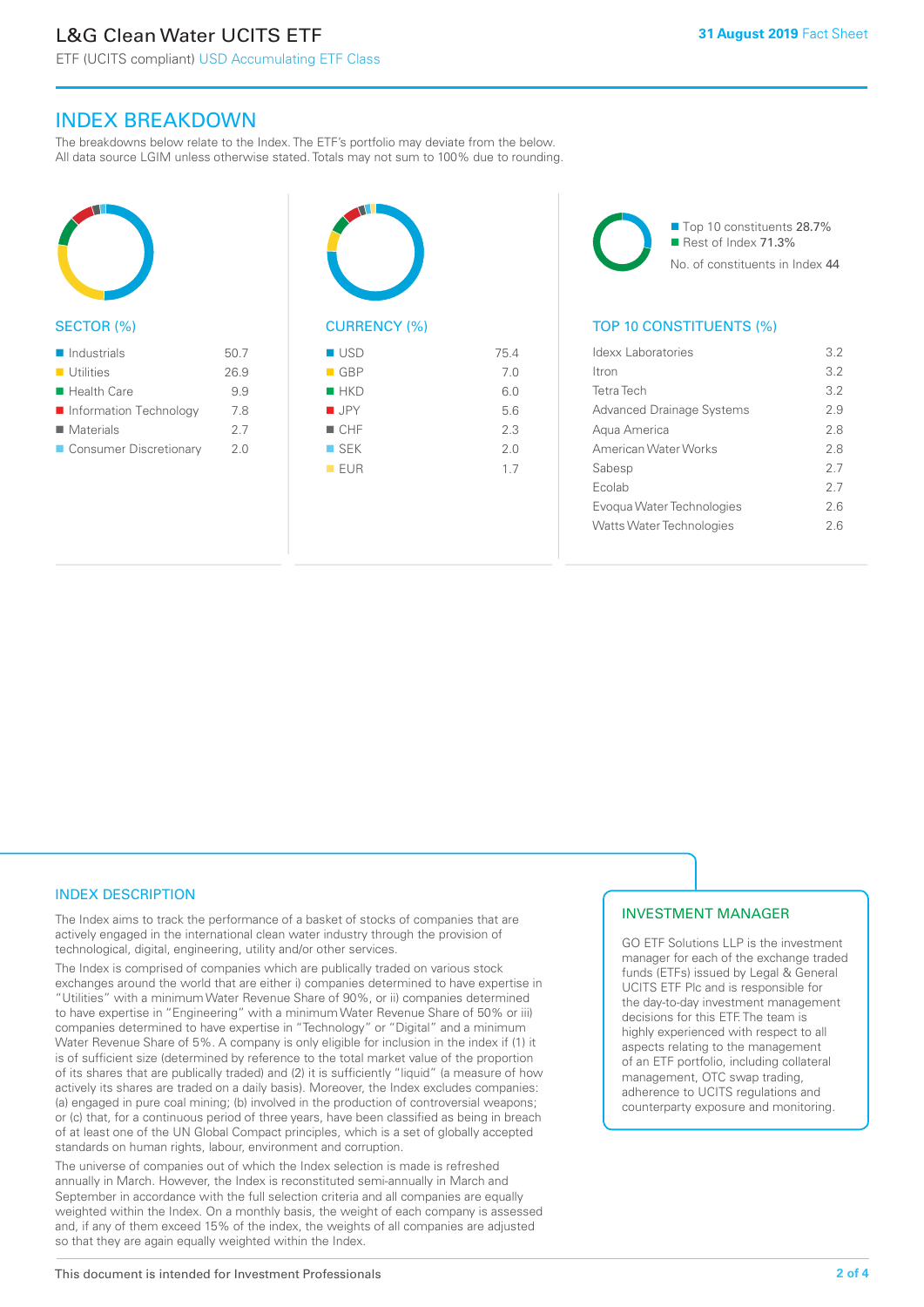# L&G Clean Water UCITS ETF

ETF (UCITS compliant) USD Accumulating ETF Class

31 August 2019 Fact Sheet

## INDEX BREAKDOWN

The breakdowns below relate to the Index. The ETF's portfolio may deviate from the below. All data source LGIM unless otherwise stated. Totals may not sum to 100% due to rounding.

### SECTOR (%)

| Sector | % |
|---|---|
| Industrials | 50.7 |
| Utilities | 26.9 |
| Health Care | 9.9 |
| Information Technology | 7.8 |
| Materials | 2.7 |
| Consumer Discretionary | 2.0 |

### CURRENCY (%)

| Currency | % |
|---|---|
| USD | 75.4 |
| GBP | 7.0 |
| HKD | 6.0 |
| JPY | 5.6 |
| CHF | 2.3 |
| SEK | 2.0 |
| EUR | 1.7 |

Top 10 constituents 28.7%
Rest of Index 71.3%
No. of constituents in Index 44

### TOP 10 CONSTITUENTS (%)

| Constituent | % |
|---|---|
| Idexx Laboratories | 3.2 |
| Itron | 3.2 |
| Tetra Tech | 3.2 |
| Advanced Drainage Systems | 2.9 |
| Aqua America | 2.8 |
| American Water Works | 2.8 |
| Sabesp | 2.7 |
| Ecolab | 2.7 |
| Evoqua Water Technologies | 2.6 |
| Watts Water Technologies | 2.6 |

## INDEX DESCRIPTION

The Index aims to track the performance of a basket of stocks of companies that are actively engaged in the international clean water industry through the provision of technological, digital, engineering, utility and/or other services.

The Index is comprised of companies which are publically traded on various stock exchanges around the world that are either i) companies determined to have expertise in "Utilities" with a minimum Water Revenue Share of 90%, or ii) companies determined to have expertise in "Engineering" with a minimum Water Revenue Share of 50% or iii) companies determined to have expertise in "Technology" or "Digital" and a minimum Water Revenue Share of 5%. A company is only eligible for inclusion in the index if (1) it is of sufficient size (determined by reference to the total market value of the proportion of its shares that are publically traded) and (2) it is sufficiently "liquid" (a measure of how actively its shares are traded on a daily basis). Moreover, the Index excludes companies: (a) engaged in pure coal mining; (b) involved in the production of controversial weapons; or (c) that, for a continuous period of three years, have been classified as being in breach of at least one of the UN Global Compact principles, which is a set of globally accepted standards on human rights, labour, environment and corruption.

The universe of companies out of which the Index selection is made is refreshed annually in March. However, the Index is reconstituted semi-annually in March and September in accordance with the full selection criteria and all companies are equally weighted within the Index. On a monthly basis, the weight of each company is assessed and, if any of them exceed 15% of the index, the weights of all companies are adjusted so that they are again equally weighted within the Index.

## INVESTMENT MANAGER

GO ETF Solutions LLP is the investment manager for each of the exchange traded funds (ETFs) issued by Legal & General UCITS ETF Plc and is responsible for the day-to-day investment management decisions for this ETF. The team is highly experienced with respect to all aspects relating to the management of an ETF portfolio, including collateral management, OTC swap trading, adherence to UCITS regulations and counterparty exposure and monitoring.

This document is intended for Investment Professionals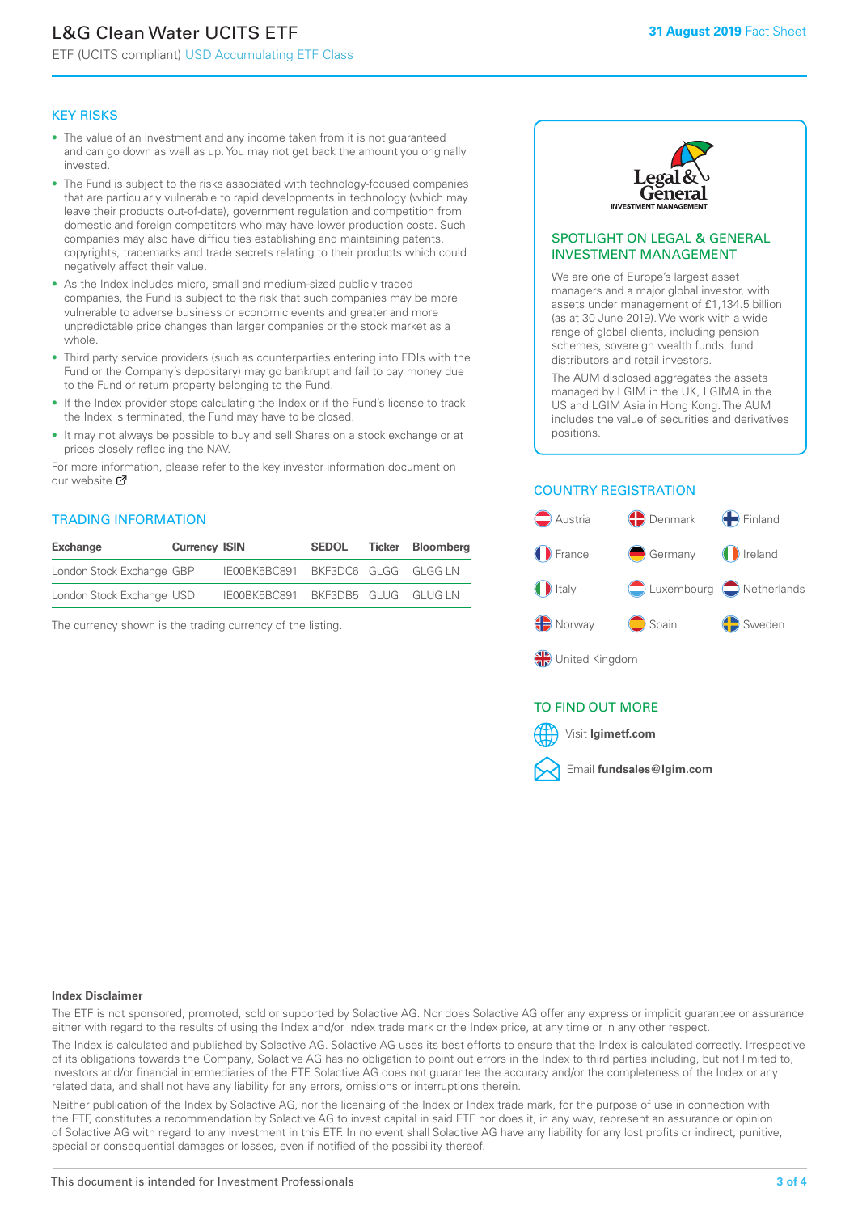# L&G Clean Water UCITS ETF

ETF (UCITS compliant) USD Accumulating ETF Class

**31 August 2019** Fact Sheet

## KEY RISKS

- The value of an investment and any income taken from it is not guaranteed and can go down as well as up. You may not get back the amount you originally invested.
- The Fund is subject to the risks associated with technology-focused companies that are particularly vulnerable to rapid developments in technology (which may leave their products out-of-date), government regulation and competition from domestic and foreign competitors who may have lower production costs. Such companies may also have difficu ties establishing and maintaining patents, copyrights, trademarks and trade secrets relating to their products which could negatively affect their value.
- As the Index includes micro, small and medium-sized publicly traded companies, the Fund is subject to the risk that such companies may be more vulnerable to adverse business or economic events and greater and more unpredictable price changes than larger companies or the stock market as a whole.
- Third party service providers (such as counterparties entering into FDIs with the Fund or the Company's depositary) may go bankrupt and fail to pay money due to the Fund or return property belonging to the Fund.
- If the Index provider stops calculating the Index or if the Fund's license to track the Index is terminated, the Fund may have to be closed.
- It may not always be possible to buy and sell Shares on a stock exchange or at prices closely reflec ing the NAV.

For more information, please refer to the key investor information document on our website

## TRADING INFORMATION

| Exchange | Currency | ISIN | SEDOL | Ticker | Bloomberg |
|---|---|---|---|---|---|
| London Stock Exchange | GBP | IE00BK5BC891 | BKF3DC6 | GLGG | GLGG LN |
| London Stock Exchange | USD | IE00BK5BC891 | BKF3DB5 | GLUG | GLUG LN |

The currency shown is the trading currency of the listing.

## SPOTLIGHT ON LEGAL & GENERAL INVESTMENT MANAGEMENT

We are one of Europe's largest asset managers and a major global investor, with assets under management of £1,134.5 billion (as at 30 June 2019). We work with a wide range of global clients, including pension schemes, sovereign wealth funds, fund distributors and retail investors.

The AUM disclosed aggregates the assets managed by LGIM in the UK, LGIMA in the US and LGIM Asia in Hong Kong. The AUM includes the value of securities and derivatives positions.

## COUNTRY REGISTRATION

Austria, Denmark, Finland, France, Germany, Ireland, Italy, Luxembourg, Netherlands, Norway, Spain, Sweden, United Kingdom

## TO FIND OUT MORE

Visit **lgimetf.com**

Email **fundsales@lgim.com**

**Index Disclaimer**

The ETF is not sponsored, promoted, sold or supported by Solactive AG. Nor does Solactive AG offer any express or implicit guarantee or assurance either with regard to the results of using the Index and/or Index trade mark or the Index price, at any time or in any other respect.

The Index is calculated and published by Solactive AG. Solactive AG uses its best efforts to ensure that the Index is calculated correctly. Irrespective of its obligations towards the Company, Solactive AG has no obligation to point out errors in the Index to third parties including, but not limited to, investors and/or financial intermediaries of the ETF. Solactive AG does not guarantee the accuracy and/or the completeness of the Index or any related data, and shall not have any liability for any errors, omissions or interruptions therein.

Neither publication of the Index by Solactive AG, nor the licensing of the Index or Index trade mark, for the purpose of use in connection with the ETF, constitutes a recommendation by Solactive AG to invest capital in said ETF nor does it, in any way, represent an assurance or opinion of Solactive AG with regard to any investment in this ETF. In no event shall Solactive AG have any liability for any lost profits or indirect, punitive, special or consequential damages or losses, even if notified of the possibility thereof.

This document is intended for Investment Professionals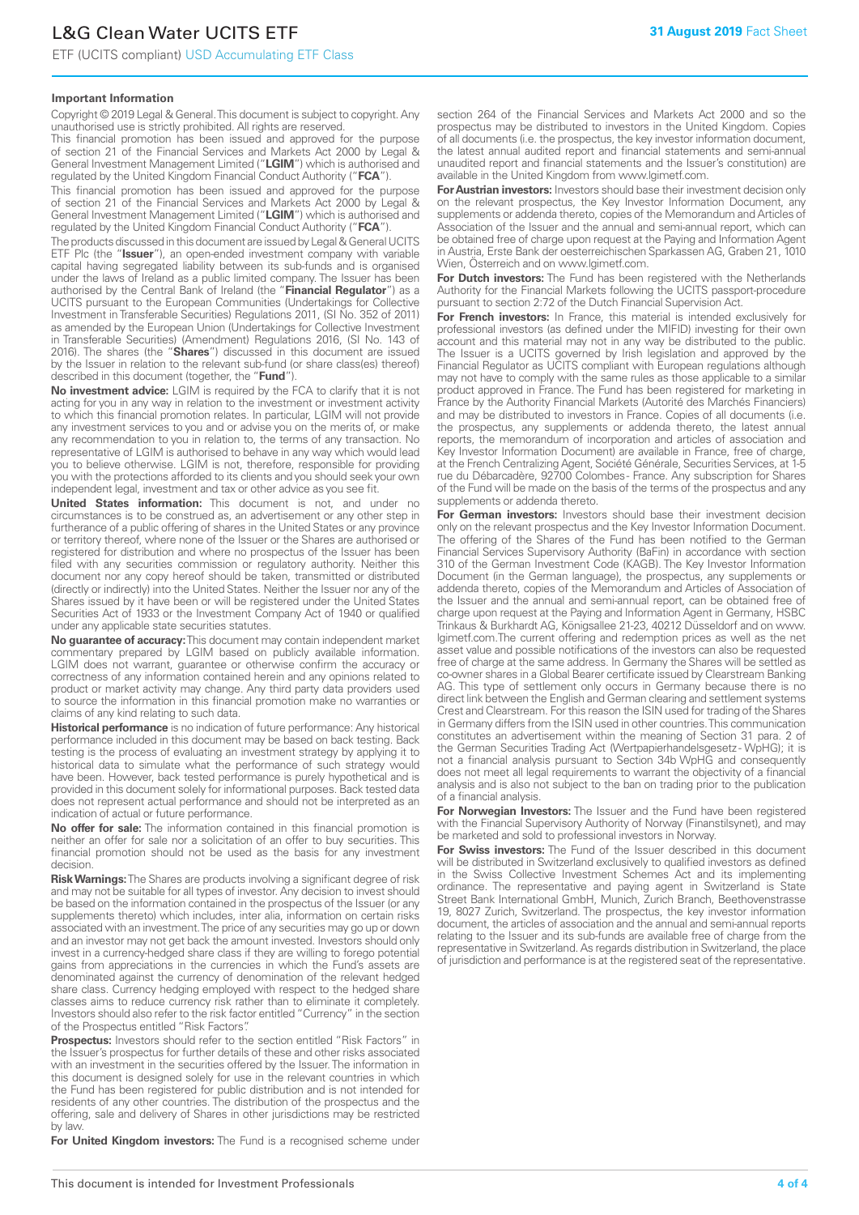## Important Information

Copyright © 2019 Legal & General. This document is subject to copyright. Any unauthorised use is strictly prohibited. All rights are reserved.

This financial promotion has been issued and approved for the purpose of section 21 of the Financial Services and Markets Act 2000 by Legal & General Investment Management Limited ("**LGIM**") which is authorised and regulated by the United Kingdom Financial Conduct Authority ("**FCA**").

This financial promotion has been issued and approved for the purpose of section 21 of the Financial Services and Markets Act 2000 by Legal & General Investment Management Limited ("**LGIM**") which is authorised and regulated by the United Kingdom Financial Conduct Authority ("**FCA**").

The products discussed in this document are issued by Legal & General UCITS ETF Plc (the "**Issuer**"), an open-ended investment company with variable capital having segregated liability between its sub-funds and is organised under the laws of Ireland as a public limited company. The Issuer has been authorised by the Central Bank of Ireland (the "**Financial Regulator**") as a UCITS pursuant to the European Communities (Undertakings for Collective Investment in Transferable Securities) Regulations 2011, (SI No. 352 of 2011) as amended by the European Union (Undertakings for Collective Investment in Transferable Securities) (Amendment) Regulations 2016, (SI No. 143 of 2016). The shares (the "**Shares**") discussed in this document are issued by the Issuer in relation to the relevant sub-fund (or share class(es) thereof) described in this document (together, the "**Fund**").

**No investment advice:** LGIM is required by the FCA to clarify that it is not acting for you in any way in relation to the investment or investment activity to which this financial promotion relates. In particular, LGIM will not provide any investment services to you and or advise you on the merits of, or make any recommendation to you in relation to, the terms of any transaction. No representative of LGIM is authorised to behave in any way which would lead you to believe otherwise. LGIM is not, therefore, responsible for providing you with the protections afforded to its clients and you should seek your own independent legal, investment and tax or other advice as you see fit.

**United States information:** This document is not, and under no circumstances is to be construed as, an advertisement or any other step in furtherance of a public offering of shares in the United States or any province or territory thereof, where none of the Issuer or the Shares are authorised or registered for distribution and where no prospectus of the Issuer has been filed with any securities commission or regulatory authority. Neither this document nor any copy hereof should be taken, transmitted or distributed (directly or indirectly) into the United States. Neither the Issuer nor any of the Shares issued by it have been or will be registered under the United States Securities Act of 1933 or the Investment Company Act of 1940 or qualified under any applicable state securities statutes.

**No guarantee of accuracy:** This document may contain independent market commentary prepared by LGIM based on publicly available information. LGIM does not warrant, guarantee or otherwise confirm the accuracy or correctness of any information contained herein and any opinions related to product or market activity may change. Any third party data providers used to source the information in this financial promotion make no warranties or claims of any kind relating to such data.

**Historical performance** is no indication of future performance: Any historical performance included in this document may be based on back testing. Back testing is the process of evaluating an investment strategy by applying it to historical data to simulate what the performance of such strategy would have been. However, back tested performance is purely hypothetical and is provided in this document solely for informational purposes. Back tested data does not represent actual performance and should not be interpreted as an indication of actual or future performance.

**No offer for sale:** The information contained in this financial promotion is neither an offer for sale nor a solicitation of an offer to buy securities. This financial promotion should not be used as the basis for any investment decision.

**Risk Warnings:** The Shares are products involving a significant degree of risk and may not be suitable for all types of investor. Any decision to invest should be based on the information contained in the prospectus of the Issuer (or any supplements thereto) which includes, inter alia, information on certain risks associated with an investment. The price of any securities may go up or down and an investor may not get back the amount invested. Investors should only invest in a currency-hedged share class if they are willing to forego potential gains from appreciations in the currencies in which the Fund's assets are denominated against the currency of denomination of the relevant hedged share class. Currency hedging employed with respect to the hedged share classes aims to reduce currency risk rather than to eliminate it completely. Investors should also refer to the risk factor entitled "Currency" in the section of the Prospectus entitled "Risk Factors".

**Prospectus:** Investors should refer to the section entitled "Risk Factors" in the Issuer's prospectus for further details of these and other risks associated with an investment in the securities offered by the Issuer. The information in this document is designed solely for use in the relevant countries in which the Fund has been registered for public distribution and is not intended for residents of any other countries. The distribution of the prospectus and the offering, sale and delivery of Shares in other jurisdictions may be restricted by law.

**For United Kingdom investors:** The Fund is a recognised scheme under section 264 of the Financial Services and Markets Act 2000 and so the prospectus may be distributed to investors in the United Kingdom. Copies of all documents (i.e. the prospectus, the key investor information document, the latest annual audited report and financial statements and semi-annual unaudited report and financial statements and the Issuer's constitution) are available in the United Kingdom from www.lgimetf.com.

**For Austrian investors:** Investors should base their investment decision only on the relevant prospectus, the Key Investor Information Document, any supplements or addenda thereto, copies of the Memorandum and Articles of Association of the Issuer and the annual and semi-annual report, which can be obtained free of charge upon request at the Paying and Information Agent in Austria, Erste Bank der oesterreichischen Sparkassen AG, Graben 21, 1010 Wien, Österreich and on www.lgimetf.com.

**For Dutch investors:** The Fund has been registered with the Netherlands Authority for the Financial Markets following the UCITS passport-procedure pursuant to section 2:72 of the Dutch Financial Supervision Act.

**For French investors:** In France, this material is intended exclusively for professional investors (as defined under the MIFID) investing for their own account and this material may not in any way be distributed to the public. The Issuer is a UCITS governed by Irish legislation and approved by the Financial Regulator as UCITS compliant with European regulations although may not have to comply with the same rules as those applicable to a similar product approved in France. The Fund has been registered for marketing in France by the Authority Financial Markets (Autorité des Marchés Financiers) and may be distributed to investors in France. Copies of all documents (i.e. the prospectus, any supplements or addenda thereto, the latest annual reports, the memorandum of incorporation and articles of association and Key Investor Information Document) are available in France, free of charge, at the French Centralizing Agent, Société Générale, Securities Services, at 1-5 rue du Débarcadère, 92700 Colombes - France. Any subscription for Shares of the Fund will be made on the basis of the terms of the prospectus and any supplements or addenda thereto.

**For German investors:** Investors should base their investment decision only on the relevant prospectus and the Key Investor Information Document. The offering of the Shares of the Fund has been notified to the German Financial Services Supervisory Authority (BaFin) in accordance with section 310 of the German Investment Code (KAGB). The Key Investor Information Document (in the German language), the prospectus, any supplements or addenda thereto, copies of the Memorandum and Articles of Association of the Issuer and the annual and semi-annual report, can be obtained free of charge upon request at the Paying and Information Agent in Germany, HSBC Trinkaus & Burkhardt AG, Königsallee 21-23, 40212 Düsseldorf and on www.lgimetf.com. The current offering and redemption prices as well as the net asset value and possible notifications of the investors can also be requested free of charge at the same address. In Germany the Shares will be settled as co-owner shares in a Global Bearer certificate issued by Clearstream Banking AG. This type of settlement only occurs in Germany because there is no direct link between the English and German clearing and settlement systems Crest and Clearstream. For this reason the ISIN used for trading of the Shares in Germany differs from the ISIN used in other countries. This communication constitutes an advertisement within the meaning of Section 31 para. 2 of the German Securities Trading Act (Wertpapierhandelsgesetz - WpHG); it is not a financial analysis pursuant to Section 34b WpHG and consequently does not meet all legal requirements to warrant the objectivity of a financial analysis and is also not subject to the ban on trading prior to the publication of a financial analysis.

**For Norwegian Investors:** The Issuer and the Fund have been registered with the Financial Supervisory Authority of Norway (Finanstilsynet), and may be marketed and sold to professional investors in Norway.

**For Swiss investors:** The Fund of the Issuer described in this document will be distributed in Switzerland exclusively to qualified investors as defined in the Swiss Collective Investment Schemes Act and its implementing ordinance. The representative and paying agent in Switzerland is State Street Bank International GmbH, Munich, Zurich Branch, Beethovenstrasse 19, 8027 Zurich, Switzerland. The prospectus, the key investor information document, the articles of association and the annual and semi-annual reports relating to the Issuer and its sub-funds are available free of charge from the representative in Switzerland. As regards distribution in Switzerland, the place of jurisdiction and performance is at the registered seat of the representative.